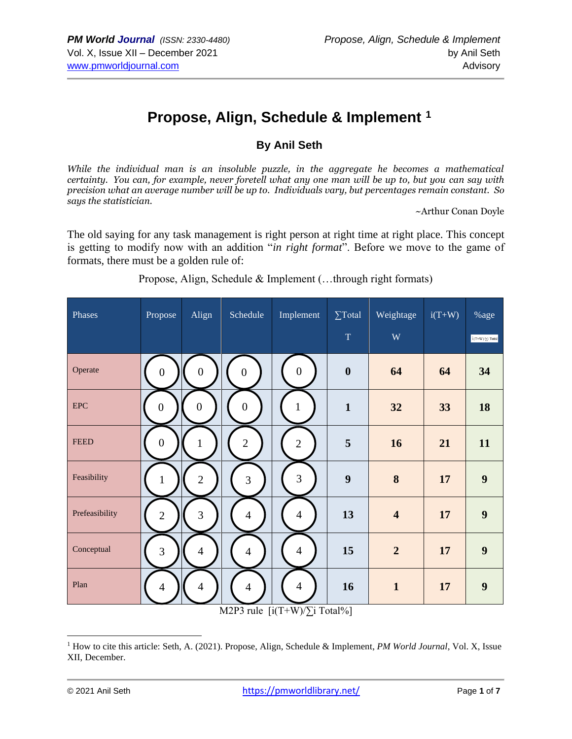# Propose, Align, Schedule & Implement [1]

### By Anil Seth

*While the individual man is an insoluble puzzle, in the aggregate he becomes a mathematical certainty. You can, for example, never foretell what any one man will be up to, but you can say with precision what an average number will be up to. Individuals vary, but percentages remain constant. So says the statistician.*

~Arthur Conan Doyle

The old saying for any task management is right person at right time at right place. This concept is getting to modify now with an addition "*in right format*". Before we move to the game of formats, there must be a golden rule of:

Propose, Align, Schedule & Implement (…through right formats)

| Phases | Propose | Align | Schedule | Implement | ∑Total T | Weightage W | i(T+W) | %age i(T+W)/∑ Total |
|---|---|---|---|---|---|---|---|---|
| Operate | 0 | 0 | 0 | 0 | **0** | **64** | **64** | **34** |
| EPC | 0 | 0 | 0 | 1 | **1** | **32** | **33** | **18** |
| FEED | 0 | 1 | 2 | 2 | **5** | **16** | **21** | **11** |
| Feasibility | 1 | 2 | 3 | 3 | **9** | **8** | **17** | **9** |
| Prefeasibility | 2 | 3 | 4 | 4 | **13** | **4** | **17** | **9** |
| Conceptual | 3 | 4 | 4 | 4 | **15** | **2** | **17** | **9** |
| Plan | 4 | 4 | 4 | 4 | **16** | **1** | **17** | **9** |

M2P3 rule [i(T+W)/∑i Total%]

[1] How to cite this article: Seth, A. (2021). Propose, Align, Schedule & Implement, *PM World Journal*, Vol. X, Issue XII, December.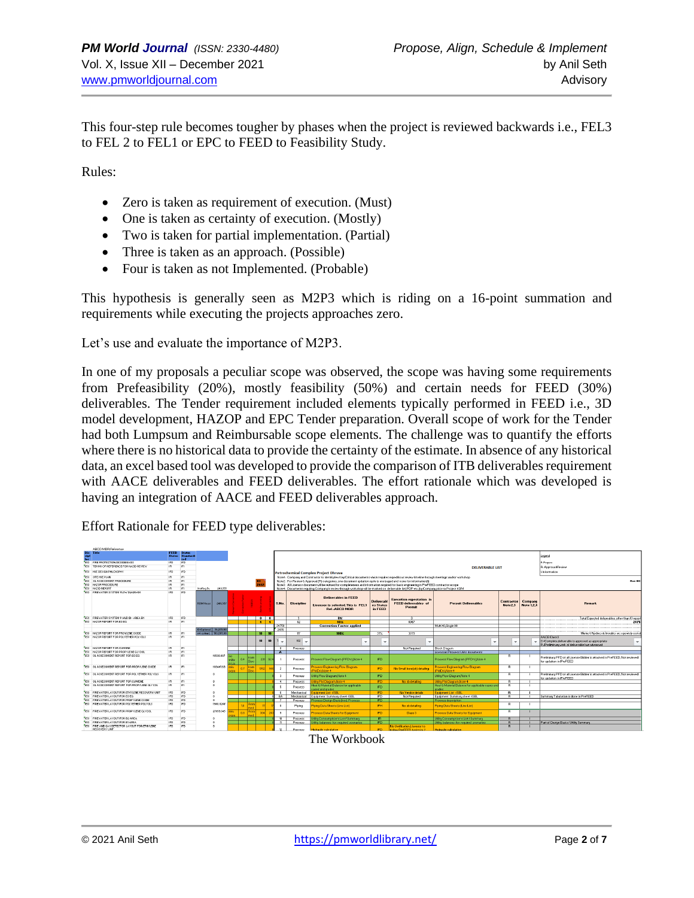This four-step rule becomes tougher by phases when the project is reviewed backwards i.e., FEL3 to FEL 2 to FEL1 or EPC to FEED to Feasibility Study.

Rules:

- Zero is taken as requirement of execution. (Must)
- One is taken as certainty of execution. (Mostly)
- Two is taken for partial implementation. (Partial)
- Three is taken as an approach. (Possible)
- Four is taken as not Implemented. (Probable)

This hypothesis is generally seen as M2P3 which is riding on a 16-point summation and requirements while executing the projects approaches zero.

Let's use and evaluate the importance of M2P3.

In one of my proposals a peculiar scope was observed, the scope was having some requirements from Prefeasibility (20%), mostly feasibility (50%) and certain needs for FEED (30%) deliverables. The Tender requirement included elements typically performed in FEED i.e., 3D model development, HAZOP and EPC Tender preparation. Overall scope of work for the Tender had both Lumpsum and Reimbursable scope elements. The challenge was to quantify the efforts where there is no historical data to provide the certainty of the estimate. In absence of any historical data, an excel based tool was developed to provide the comparison of ITB deliverables requirement with AACE deliverables and FEED deliverables. The effort rationale which was developed is having an integration of AACE and FEED deliverables approach.

Effort Rationale for FEED type deliverables:

The Workbook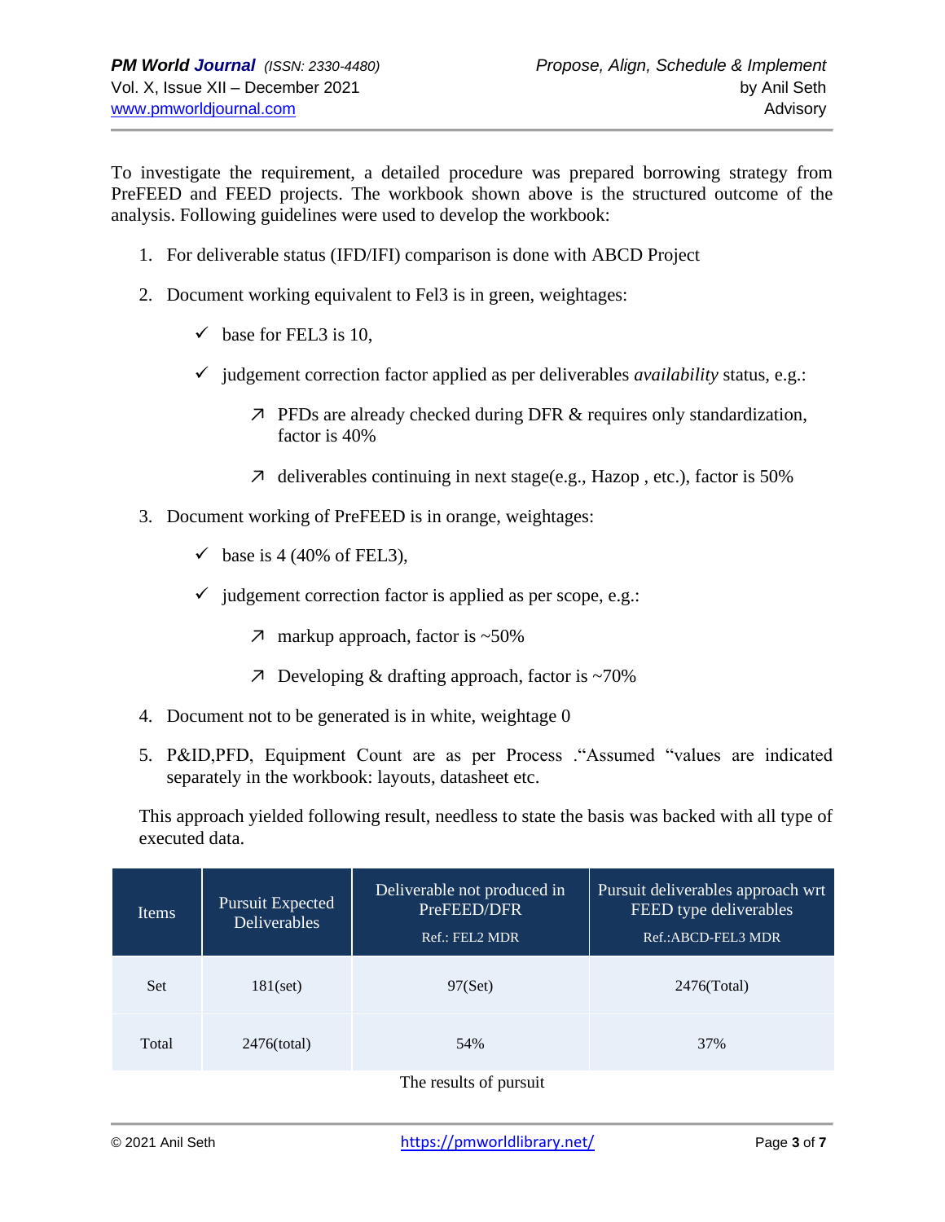To investigate the requirement, a detailed procedure was prepared borrowing strategy from PreFEED and FEED projects. The workbook shown above is the structured outcome of the analysis. Following guidelines were used to develop the workbook:

1. For deliverable status (IFD/IFI) comparison is done with ABCD Project
2. Document working equivalent to Fel3 is in green, weightages:
   - ✓ base for FEL3 is 10,
   - ✓ judgement correction factor applied as per deliverables *availability* status, e.g.:
     - ↗ PFDs are already checked during DFR & requires only standardization, factor is 40%
     - ↗ deliverables continuing in next stage(e.g., Hazop , etc.), factor is 50%
3. Document working of PreFEED is in orange, weightages:
   - ✓ base is 4 (40% of FEL3),
   - ✓ judgement correction factor is applied as per scope, e.g.:
     - ↗ markup approach, factor is ~50%
     - ↗ Developing & drafting approach, factor is ~70%
4. Document not to be generated is in white, weightage 0
5. P&ID,PFD, Equipment Count are as per Process .“Assumed “values are indicated separately in the workbook: layouts, datasheet etc.

This approach yielded following result, needless to state the basis was backed with all type of executed data.

| Items | Pursuit Expected Deliverables | Deliverable not produced in PreFEED/DFR<br>Ref.: FEL2 MDR | Pursuit deliverables approach wrt FEED type deliverables<br>Ref.:ABCD-FEL3 MDR |
|---|---|---|---|
| Set | 181(set) | 97(Set) | 2476(Total) |
| Total | 2476(total) | 54% | 37% |

The results of pursuit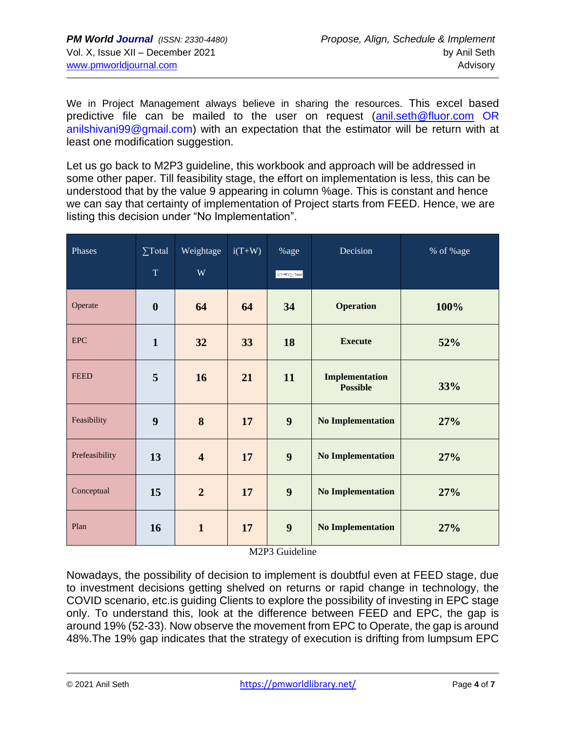We in Project Management always believe in sharing the resources. This excel based predictive file can be mailed to the user on request (anil.seth@fluor.com OR anilshivani99@gmail.com) with an expectation that the estimator will be return with at least one modification suggestion.

Let us go back to M2P3 guideline, this workbook and approach will be addressed in some other paper. Till feasibility stage, the effort on implementation is less, this can be understood that by the value 9 appearing in column %age. This is constant and hence we can say that certainty of implementation of Project starts from FEED. Hence, we are listing this decision under "No Implementation".

| Phases | ∑Total T | Weightage W | i(T+W) | %age i(T+W)/∑ Total | Decision | % of %age |
|---|---|---|---|---|---|---|
| Operate | **0** | **64** | **64** | **34** | **Operation** | **100%** |
| EPC | **1** | **32** | **33** | **18** | **Execute** | **52%** |
| FEED | **5** | **16** | **21** | **11** | **Implementation Possible** | **33%** |
| Feasibility | **9** | **8** | **17** | **9** | **No Implementation** | **27%** |
| Prefeasibility | **13** | **4** | **17** | **9** | **No Implementation** | **27%** |
| Conceptual | **15** | **2** | **17** | **9** | **No Implementation** | **27%** |
| Plan | **16** | **1** | **17** | **9** | **No Implementation** | **27%** |

M2P3 Guideline

Nowadays, the possibility of decision to implement is doubtful even at FEED stage, due to investment decisions getting shelved on returns or rapid change in technology, the COVID scenario, etc.is guiding Clients to explore the possibility of investing in EPC stage only. To understand this, look at the difference between FEED and EPC, the gap is around 19% (52-33). Now observe the movement from EPC to Operate, the gap is around 48%.The 19% gap indicates that the strategy of execution is drifting from lumpsum EPC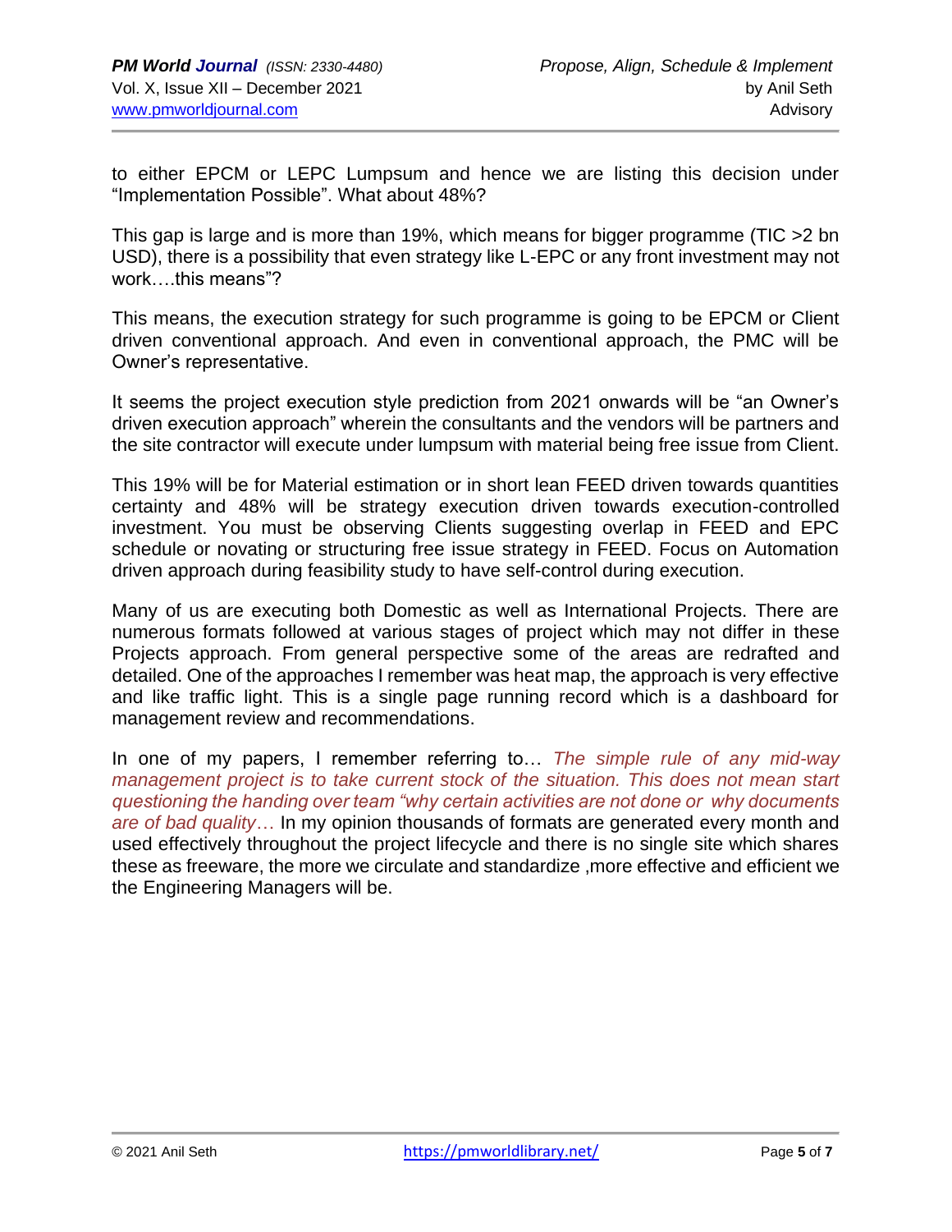to either EPCM or LEPC Lumpsum and hence we are listing this decision under "Implementation Possible". What about 48%?

This gap is large and is more than 19%, which means for bigger programme (TIC >2 bn USD), there is a possibility that even strategy like L-EPC or any front investment may not work….this means"?

This means, the execution strategy for such programme is going to be EPCM or Client driven conventional approach. And even in conventional approach, the PMC will be Owner's representative.

It seems the project execution style prediction from 2021 onwards will be "an Owner's driven execution approach" wherein the consultants and the vendors will be partners and the site contractor will execute under lumpsum with material being free issue from Client.

This 19% will be for Material estimation or in short lean FEED driven towards quantities certainty and 48% will be strategy execution driven towards execution-controlled investment. You must be observing Clients suggesting overlap in FEED and EPC schedule or novating or structuring free issue strategy in FEED. Focus on Automation driven approach during feasibility study to have self-control during execution.

Many of us are executing both Domestic as well as International Projects. There are numerous formats followed at various stages of project which may not differ in these Projects approach. From general perspective some of the areas are redrafted and detailed. One of the approaches I remember was heat map, the approach is very effective and like traffic light. This is a single page running record which is a dashboard for management review and recommendations.

In one of my papers, I remember referring to… *The simple rule of any mid-way management project is to take current stock of the situation. This does not mean start questioning the handing over team "why certain activities are not done or why documents are of bad quality…* In my opinion thousands of formats are generated every month and used effectively throughout the project lifecycle and there is no single site which shares these as freeware, the more we circulate and standardize ,more effective and efficient we the Engineering Managers will be.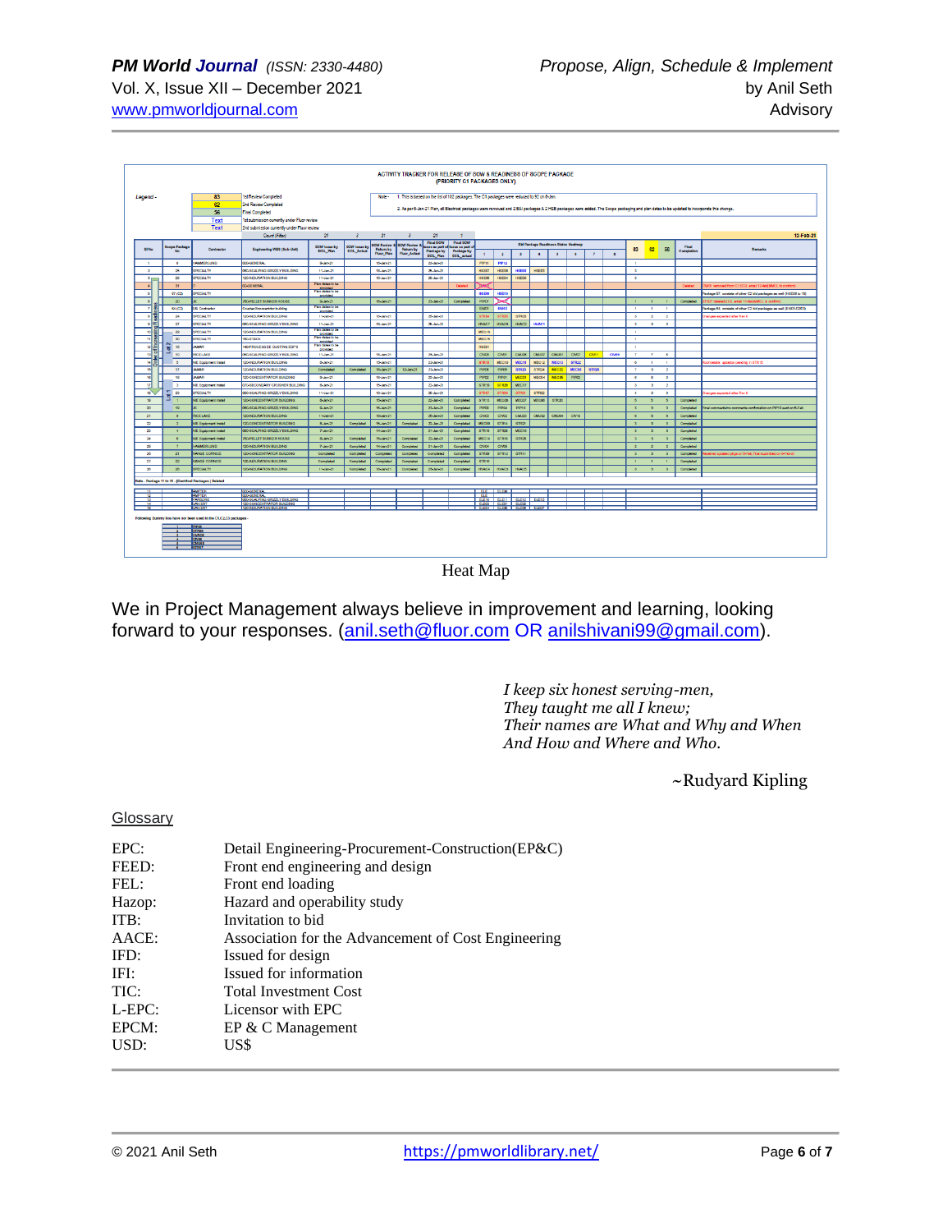ACTIVITY TRACKER FOR RELEASE OF SOW & READINESS OF SCOPE PACKAGE (PRIORITY C1 PACKAGES ONLY)

Heat Map

We in Project Management always believe in improvement and learning, looking forward to your responses. (anil.seth@fluor.com OR anilshivani99@gmail.com).

*I keep six honest serving-men,*
*They taught me all I knew;*
*Their names are What and Why and When*
*And How and Where and Who.*

~Rudyard Kipling

## Glossary

| | |
|---|---|
| EPC: | Detail Engineering-Procurement-Construction(EP&C) |
| FEED: | Front end engineering and design |
| FEL: | Front end loading |
| Hazop: | Hazard and operability study |
| ITB: | Invitation to bid |
| AACE: | Association for the Advancement of Cost Engineering |
| IFD: | Issued for design |
| IFI: | Issued for information |
| TIC: | Total Investment Cost |
| L-EPC: | Licensor with EPC |
| EPCM: | EP & C Management |
| USD: | US$ |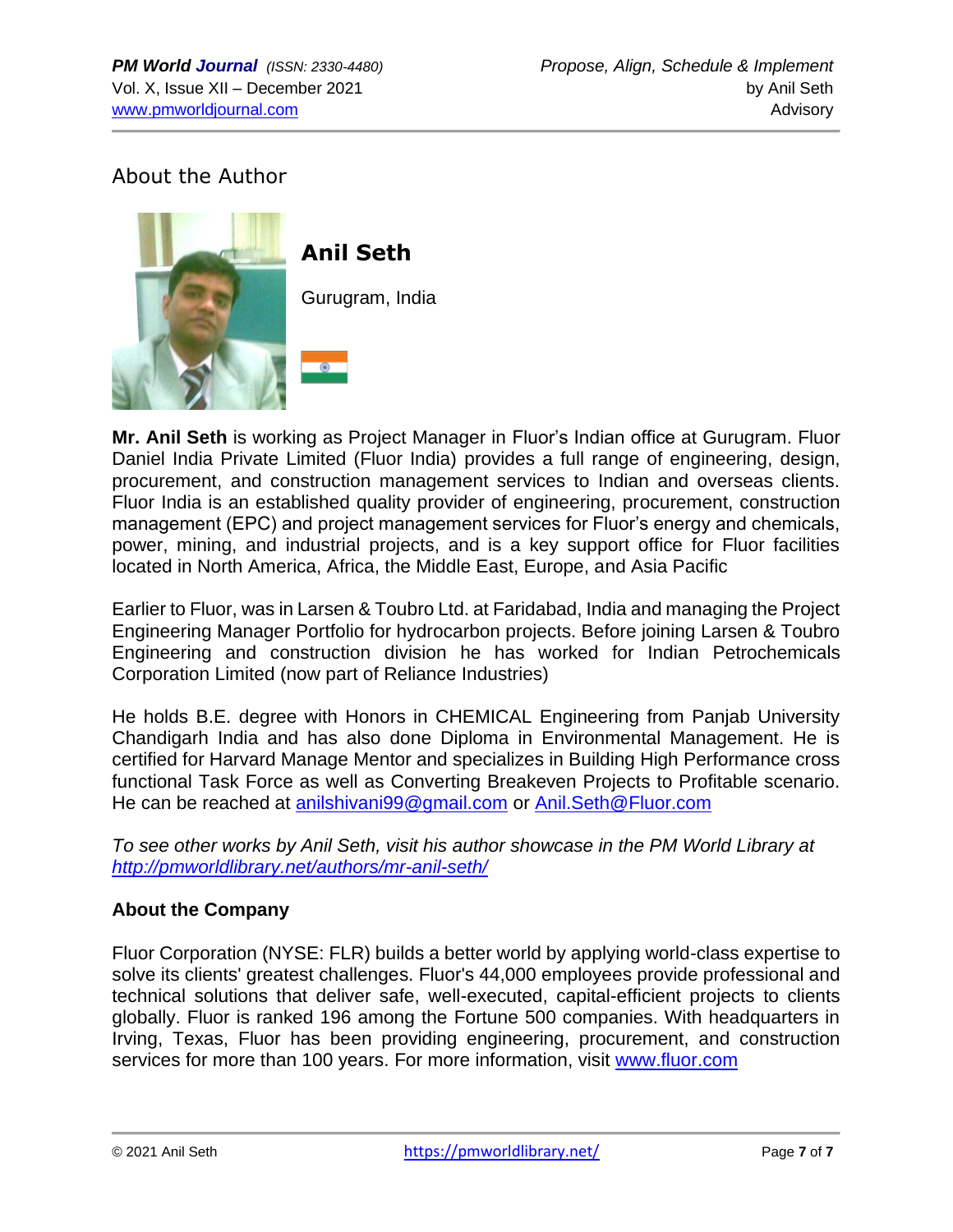## About the Author

### Anil Seth

Gurugram, India

**Mr. Anil Seth** is working as Project Manager in Fluor's Indian office at Gurugram. Fluor Daniel India Private Limited (Fluor India) provides a full range of engineering, design, procurement, and construction management services to Indian and overseas clients. Fluor India is an established quality provider of engineering, procurement, construction management (EPC) and project management services for Fluor's energy and chemicals, power, mining, and industrial projects, and is a key support office for Fluor facilities located in North America, Africa, the Middle East, Europe, and Asia Pacific

Earlier to Fluor, was in Larsen & Toubro Ltd. at Faridabad, India and managing the Project Engineering Manager Portfolio for hydrocarbon projects. Before joining Larsen & Toubro Engineering and construction division he has worked for Indian Petrochemicals Corporation Limited (now part of Reliance Industries)

He holds B.E. degree with Honors in CHEMICAL Engineering from Panjab University Chandigarh India and has also done Diploma in Environmental Management. He is certified for Harvard Manage Mentor and specializes in Building High Performance cross functional Task Force as well as Converting Breakeven Projects to Profitable scenario. He can be reached at anilshivani99@gmail.com or Anil.Seth@Fluor.com

*To see other works by Anil Seth, visit his author showcase in the PM World Library at http://pmworldlibrary.net/authors/mr-anil-seth/*

**About the Company**

Fluor Corporation (NYSE: FLR) builds a better world by applying world-class expertise to solve its clients' greatest challenges. Fluor's 44,000 employees provide professional and technical solutions that deliver safe, well-executed, capital-efficient projects to clients globally. Fluor is ranked 196 among the Fortune 500 companies. With headquarters in Irving, Texas, Fluor has been providing engineering, procurement, and construction services for more than 100 years. For more information, visit www.fluor.com